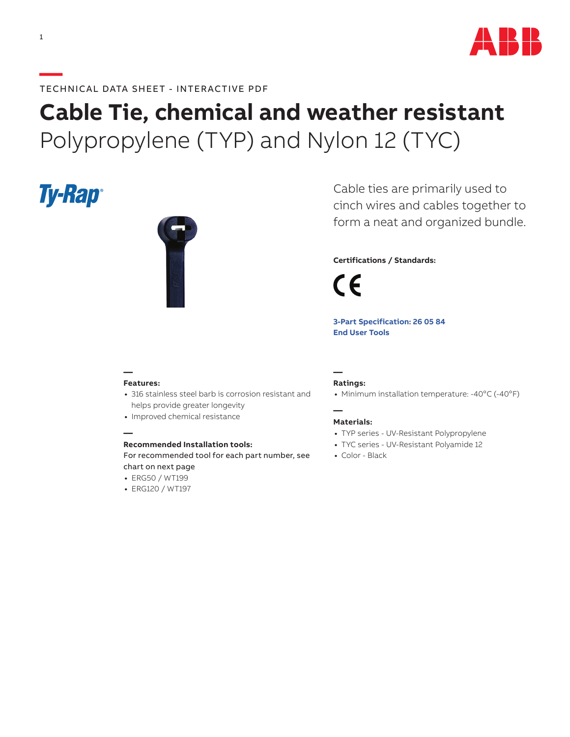TECHNICAL DATA SHEET - INTERACTIVE PDF

# Cable Tie, chemical and weather resistant
## Polypropylene (TYP) and Nylon 12 (TYC)

Cable ties are primarily used to cinch wires and cables together to form a neat and organized bundle.

**Certifications / Standards:**

CE

**3-Part Specification: 26 05 84**
**End User Tools**

**Features:**
- 316 stainless steel barb is corrosion resistant and helps provide greater longevity
- Improved chemical resistance

**Recommended Installation tools:**
For recommended tool for each part number, see chart on next page
- ERG50 / WT199
- ERG120 / WT197

**Ratings:**
- Minimum installation temperature: -40°C (-40°F)

**Materials:**
- TYP series - UV-Resistant Polypropylene
- TYC series - UV-Resistant Polyamide 12
- Color - Black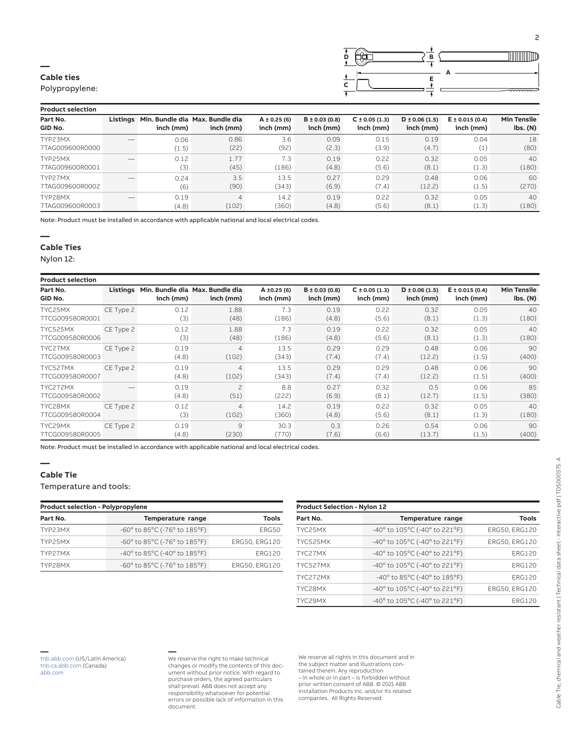## Cable ties

Polypropylene:

A
B
C
D
E

| Product selection | | | | | | | | | |
|---|---|---|---|---|---|---|---|---|---|
| Part No. GID No. | Listings | Min. Bundle dia inch (mm) | Max. Bundle dia inch (mm) | A ± 0.25 (6) inch (mm) | B ± 0.03 (0.8) inch (mm) | C ± 0.05 (1.3) inch (mm) | D ± 0.06 (1.5) inch (mm) | E ± 0.015 (0.4) inch (mm) | Min Tensile lbs. (N) |
| TYP23MX 7TAG009600R0000 | — | 0.06 (1.5) | 0.86 (22) | 3.6 (92) | 0.09 (2.3) | 0.15 (3.9) | 0.19 (4.7) | 0.04 (1) | 18 (80) |
| TYP25MX 7TAG009600R0001 | — | 0.12 (3) | 1.77 (45) | 7.3 (186) | 0.19 (4.8) | 0.22 (5.6) | 0.32 (8.1) | 0.05 (1.3) | 40 (180) |
| TYP27MX 7TAG009600R0002 | — | 0.24 (6) | 3.5 (90) | 13.5 (343) | 0.27 (6.9) | 0.29 (7.4) | 0.48 (12.2) | 0.06 (1.5) | 60 (270) |
| TYP28MX 7TAG009600R0003 | — | 0.19 (4.8) | 4 (102) | 14.2 (360) | 0.19 (4.8) | 0.22 (5.6) | 0.32 (8.1) | 0.05 (1.3) | 40 (180) |

Note: Product must be installed in accordance with applicable national and local electrical codes.

## Cable Ties

Nylon 12:

| Product selection | | | | | | | | | |
|---|---|---|---|---|---|---|---|---|---|
| Part No. GID No. | Listings | Min. Bundle dia inch (mm) | Max. Bundle dia inch (mm) | A ±0.25 (6) inch (mm) | B ± 0.03 (0.8) inch (mm) | C ± 0.05 (1.3) inch (mm) | D ± 0.06 (1.5) inch (mm) | E ± 0.015 (0.4) inch (mm) | Min Tensile lbs. (N) |
| TYC25MX 7TCG009580R0001 | CE Type 2 | 0.12 (3) | 1.88 (48) | 7.3 (186) | 0.19 (4.8) | 0.22 (5.6) | 0.32 (8.1) | 0.05 (1.3) | 40 (180) |
| TYC525MX 7TCG009580R0006 | CE Type 2 | 0.12 (3) | 1.88 (48) | 7.3 (186) | 0.19 (4.8) | 0.22 (5.6) | 0.32 (8.1) | 0.05 (1.3) | 40 (180) |
| TYC27MX 7TCG009580R0003 | CE Type 2 | 0.19 (4.8) | 4 (102) | 13.5 (343) | 0.29 (7.4) | 0.29 (7.4) | 0.48 (12.2) | 0.06 (1.5) | 90 (400) |
| TYC527MX 7TCG009580R0007 | CE Type 2 | 0.19 (4.8) | 4 (102) | 13.5 (343) | 0.29 (7.4) | 0.29 (7.4) | 0.48 (12.2) | 0.06 (1.5) | 90 (400) |
| TYC272MX 7TCG009580R0002 | — | 0.19 (4.8) | 2 (51) | 8.8 (222) | 0.27 (6.9) | 0.32 (8.1) | 0.5 (12.7) | 0.06 (1.5) | 85 (380) |
| TYC28MX 7TCG009580R0004 | CE Type 2 | 0.12 (3) | 4 (102) | 14.2 (360) | 0.19 (4.8) | 0.22 (5.6) | 0.32 (8.1) | 0.05 (1.3) | 40 (180) |
| TYC29MX 7TCG009580R0005 | CE Type 2 | 0.19 (4.8) | 9 (230) | 30.3 (770) | 0.3 (7.6) | 0.26 (6.6) | 0.54 (13.7) | 0.06 (1.5) | 90 (400) |

Note: Product must be installed in accordance with applicable national and local electrical codes.

## Cable Tie

Temperature and tools:

| Product selection - Polypropylene | | |
|---|---|---|
| Part No. | Temperature range | Tools |
| TYP23MX | -60° to 85°C (-76° to 185°F) | ERG50 |
| TYP25MX | -60° to 85°C (-76° to 185°F) | ERG50, ERG120 |
| TYP27MX | -40° to 85°C (-40° to 185°F) | ERG120 |
| TYP28MX | -60° to 85°C (-76° to 185°F) | ERG50, ERG120 |

| Product Selection - Nylon 12 | | |
|---|---|---|
| Part No. | Temperature range | Tools |
| TYC25MX | -40° to 105°C (-40° to 221°F) | ERG50, ERG120 |
| TYC525MX | -40° to 105°C (-40° to 221°F) | ERG50, ERG120 |
| TYC27MX | -40° to 105°C (-40° to 221°F) | ERG120 |
| TYC527MX | -40° to 105°C (-40° to 221°F) | ERG120 |
| TYC272MX | -40° to 85°C (-40° to 185°F) | ERG120 |
| TYC28MX | -40° to 105°C (-40° to 221°F) | ERG50, ERG120 |
| TYC29MX | -40° to 105°C (-40° to 221°F) | ERG120 |

tnb.abb.com (US/Latin America)
tnb.ca.abb.com (Canada)
abb.com

We reserve the right to make technical changes or modify the contents of this document without prior notice. With regard to purchase orders, the agreed particulars shall prevail. ABB does not accept any responsibility whatsoever for potential errors or possible lack of information in this document.

We reserve all rights in this document and in the subject matter and illustrations contained therein. Any reproduction – in whole or in part – is forbidden without prior written consent of ABB. © 2021 ABB Installation Products Inc. and/or its related companies. All Rights Reserved.